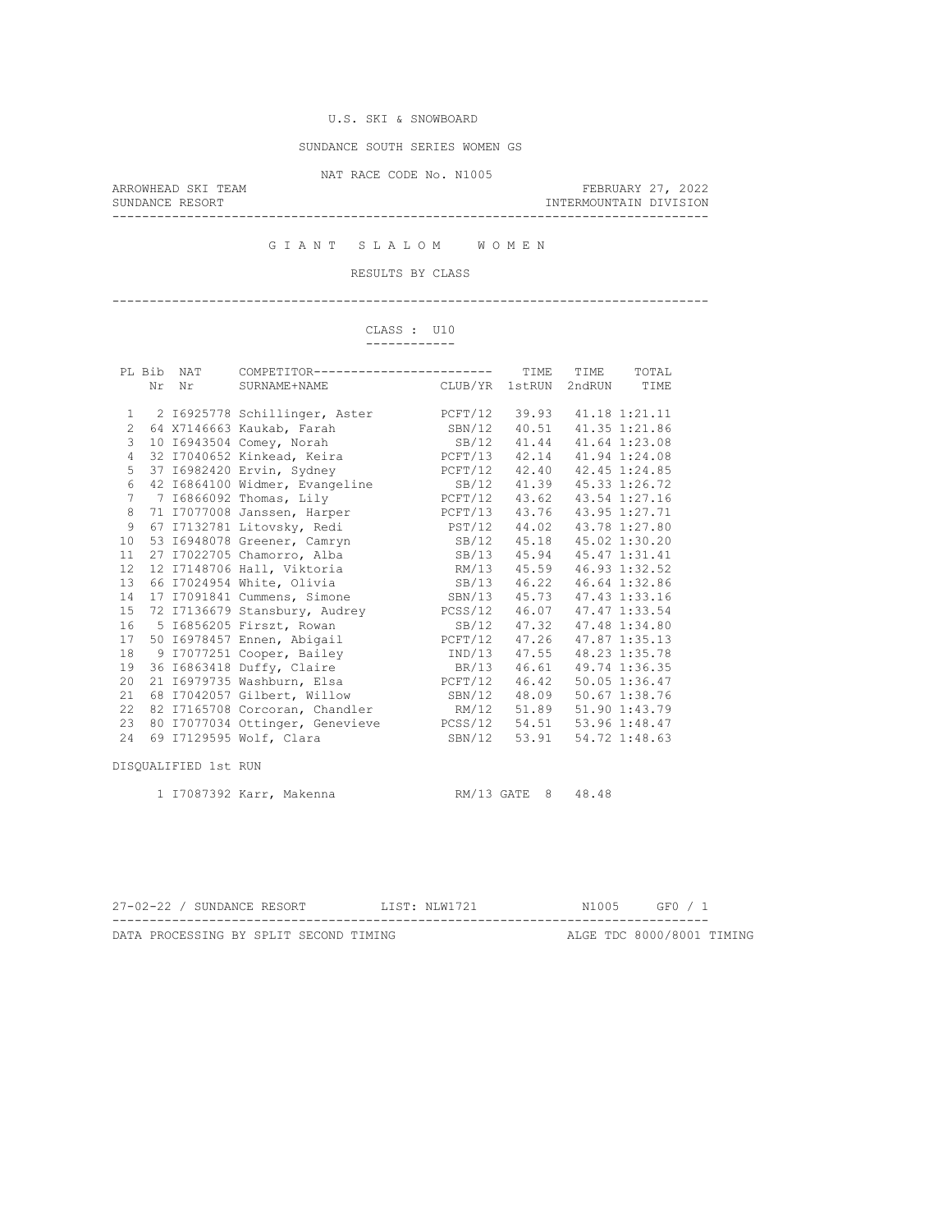U.S. SKI & SNOWBOARD

SUNDANCE SOUTH SERIES WOMEN GS

NAT RACE CODE No. N1005

ARROWHEAD SKI TEAM — FEBRUARY 27, 2022

SUNDANCE RESORT — INTERMOUNTAIN DIVISION

# G I A N T  S L A L O M  W O M E N

RESULTS BY CLASS

## CLASS : U10

| PL | Bib Nr | NAT Nr | COMPETITOR SURNAME+NAME | CLUB/YR | TIME 1stRUN | TIME 2ndRUN | TOTAL TIME |
|---|---|---|---|---|---|---|---|
| 1 | 2 | I6925778 | Schillinger, Aster | PCFT/12 | 39.93 | 41.18 | 1:21.11 |
| 2 | 64 | X7146663 | Kaukab, Farah | SBN/12 | 40.51 | 41.35 | 1:21.86 |
| 3 | 10 | I6943504 | Comey, Norah | SB/12 | 41.44 | 41.64 | 1:23.08 |
| 4 | 32 | I7040652 | Kinkead, Keira | PCFT/13 | 42.14 | 41.94 | 1:24.08 |
| 5 | 37 | I6982420 | Ervin, Sydney | PCFT/12 | 42.40 | 42.45 | 1:24.85 |
| 6 | 42 | I6864100 | Widmer, Evangeline | SB/12 | 41.39 | 45.33 | 1:26.72 |
| 7 | 7 | I6866092 | Thomas, Lily | PCFT/12 | 43.62 | 43.54 | 1:27.16 |
| 8 | 71 | I7077008 | Janssen, Harper | PCFT/13 | 43.76 | 43.95 | 1:27.71 |
| 9 | 67 | I7132781 | Litovsky, Redi | PST/12 | 44.02 | 43.78 | 1:27.80 |
| 10 | 53 | I6948078 | Greener, Camryn | SB/12 | 45.18 | 45.02 | 1:30.20 |
| 11 | 27 | I7022705 | Chamorro, Alba | SB/13 | 45.94 | 45.47 | 1:31.41 |
| 12 | 12 | I7148706 | Hall, Viktoria | RM/13 | 45.59 | 46.93 | 1:32.52 |
| 13 | 66 | I7024954 | White, Olivia | SB/13 | 46.22 | 46.64 | 1:32.86 |
| 14 | 17 | I7091841 | Cummens, Simone | SBN/13 | 45.73 | 47.43 | 1:33.16 |
| 15 | 72 | I7136679 | Stansbury, Audrey | PCSS/12 | 46.07 | 47.47 | 1:33.54 |
| 16 | 5 | I6856205 | Firszt, Rowan | SB/12 | 47.32 | 47.48 | 1:34.80 |
| 17 | 50 | I6978457 | Ennen, Abigail | PCFT/12 | 47.26 | 47.87 | 1:35.13 |
| 18 | 9 | I7077251 | Cooper, Bailey | IND/13 | 47.55 | 48.23 | 1:35.78 |
| 19 | 36 | I6863418 | Duffy, Claire | BR/13 | 46.61 | 49.74 | 1:36.35 |
| 20 | 21 | I6979735 | Washburn, Elsa | PCFT/12 | 46.42 | 50.05 | 1:36.47 |
| 21 | 68 | I7042057 | Gilbert, Willow | SBN/12 | 48.09 | 50.67 | 1:38.76 |
| 22 | 82 | I7165708 | Corcoran, Chandler | RM/12 | 51.89 | 51.90 | 1:43.79 |
| 23 | 80 | I7077034 | Ottinger, Genevieve | PCSS/12 | 54.51 | 53.96 | 1:48.47 |
| 24 | 69 | I7129595 | Wolf, Clara | SBN/12 | 53.91 | 54.72 | 1:48.63 |

DISQUALIFIED 1st RUN

| Bib Nr | NAT Nr | COMPETITOR | CLUB/YR | 1stRUN | 2ndRUN |
|---|---|---|---|---|---|
| 1 | I7087392 | Karr, Makenna | RM/13 | GATE 8 | 48.48 |

27-02-22 / SUNDANCE RESORT — LIST: NLW1721 — N1005 — GF0 / 1

DATA PROCESSING BY SPLIT SECOND TIMING — ALGE TDC 8000/8001 TIMING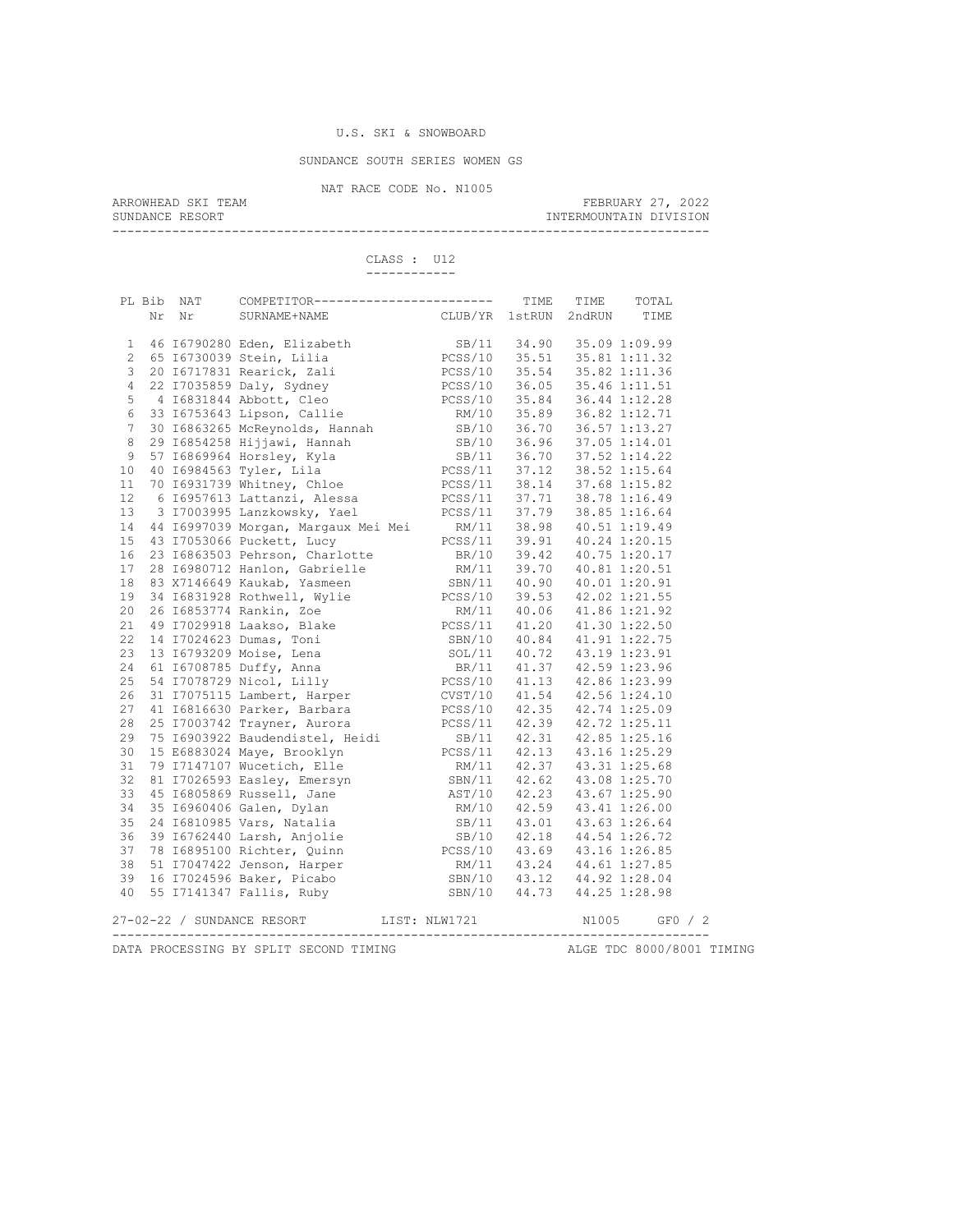U.S. SKI & SNOWBOARD

SUNDANCE SOUTH SERIES WOMEN GS

NAT RACE CODE No. N1005

ARROWHEAD SKI TEAM — FEBRUARY 27, 2022

SUNDANCE RESORT — INTERMOUNTAIN DIVISION

CLASS : U12

| PL | Bib Nr | NAT Nr | COMPETITOR SURNAME+NAME | CLUB/YR | TIME 1stRUN | TIME 2ndRUN | TOTAL TIME |
|---|---|---|---|---|---|---|---|
| 1 | 46 | I6790280 | Eden, Elizabeth | SB/11 | 34.90 | 35.09 | 1:09.99 |
| 2 | 65 | I6730039 | Stein, Lilia | PCSS/10 | 35.51 | 35.81 | 1:11.32 |
| 3 | 20 | I6717831 | Rearick, Zali | PCSS/10 | 35.54 | 35.82 | 1:11.36 |
| 4 | 22 | I7035859 | Daly, Sydney | PCSS/10 | 36.05 | 35.46 | 1:11.51 |
| 5 | 4 | I6831844 | Abbott, Cleo | PCSS/10 | 35.84 | 36.44 | 1:12.28 |
| 6 | 33 | I6753643 | Lipson, Callie | RM/10 | 35.89 | 36.82 | 1:12.71 |
| 7 | 30 | I6863265 | McReynolds, Hannah | SB/10 | 36.70 | 36.57 | 1:13.27 |
| 8 | 29 | I6854258 | Hijjawi, Hannah | SB/10 | 36.96 | 37.05 | 1:14.01 |
| 9 | 57 | I6869964 | Horsley, Kyla | SB/11 | 36.70 | 37.52 | 1:14.22 |
| 10 | 40 | I6984563 | Tyler, Lila | PCSS/11 | 37.12 | 38.52 | 1:15.64 |
| 11 | 70 | I6931739 | Whitney, Chloe | PCSS/11 | 38.14 | 37.68 | 1:15.82 |
| 12 | 6 | I6957613 | Lattanzi, Alessa | PCSS/11 | 37.71 | 38.78 | 1:16.49 |
| 13 | 3 | I7003995 | Lanzkowsky, Yael | PCSS/11 | 37.79 | 38.85 | 1:16.64 |
| 14 | 44 | I6997039 | Morgan, Margaux Mei Mei | RM/11 | 38.98 | 40.51 | 1:19.49 |
| 15 | 43 | I7053066 | Puckett, Lucy | PCSS/11 | 39.91 | 40.24 | 1:20.15 |
| 16 | 23 | I6863503 | Pehrson, Charlotte | BR/10 | 39.42 | 40.75 | 1:20.17 |
| 17 | 28 | I6980712 | Hanlon, Gabrielle | RM/11 | 39.70 | 40.81 | 1:20.51 |
| 18 | 83 | X7146649 | Kaukab, Yasmeen | SBN/11 | 40.90 | 40.01 | 1:20.91 |
| 19 | 34 | I6831928 | Rothwell, Wylie | PCSS/10 | 39.53 | 42.02 | 1:21.55 |
| 20 | 26 | I6853774 | Rankin, Zoe | RM/11 | 40.06 | 41.86 | 1:21.92 |
| 21 | 49 | I7029918 | Laakso, Blake | PCSS/11 | 41.20 | 41.30 | 1:22.50 |
| 22 | 14 | I7024623 | Dumas, Toni | SBN/10 | 40.84 | 41.91 | 1:22.75 |
| 23 | 13 | I6793209 | Moise, Lena | SOL/11 | 40.72 | 43.19 | 1:23.91 |
| 24 | 61 | I6708785 | Duffy, Anna | BR/11 | 41.37 | 42.59 | 1:23.96 |
| 25 | 54 | I7078729 | Nicol, Lilly | PCSS/10 | 41.13 | 42.86 | 1:23.99 |
| 26 | 31 | I7075115 | Lambert, Harper | CVST/10 | 41.54 | 42.56 | 1:24.10 |
| 27 | 41 | I6816630 | Parker, Barbara | PCSS/10 | 42.35 | 42.74 | 1:25.09 |
| 28 | 25 | I7003742 | Trayner, Aurora | PCSS/11 | 42.39 | 42.72 | 1:25.11 |
| 29 | 75 | I6903922 | Baudendistel, Heidi | SB/11 | 42.31 | 42.85 | 1:25.16 |
| 30 | 15 | E6883024 | Maye, Brooklyn | PCSS/11 | 42.13 | 43.16 | 1:25.29 |
| 31 | 79 | I7147107 | Wucetich, Elle | RM/11 | 42.37 | 43.31 | 1:25.68 |
| 32 | 81 | I7026593 | Easley, Emersyn | SBN/11 | 42.62 | 43.08 | 1:25.70 |
| 33 | 45 | I6805869 | Russell, Jane | AST/10 | 42.23 | 43.67 | 1:25.90 |
| 34 | 35 | I6960406 | Galen, Dylan | RM/10 | 42.59 | 43.41 | 1:26.00 |
| 35 | 24 | I6810985 | Vars, Natalia | SB/11 | 43.01 | 43.63 | 1:26.64 |
| 36 | 39 | I6762440 | Larsh, Anjolie | SB/10 | 42.18 | 44.54 | 1:26.72 |
| 37 | 78 | I6895100 | Richter, Quinn | PCSS/10 | 43.69 | 43.16 | 1:26.85 |
| 38 | 51 | I7047422 | Jenson, Harper | RM/11 | 43.24 | 44.61 | 1:27.85 |
| 39 | 16 | I7024596 | Baker, Picabo | SBN/10 | 43.12 | 44.92 | 1:28.04 |
| 40 | 55 | I7141347 | Fallis, Ruby | SBN/10 | 44.73 | 44.25 | 1:28.98 |

27-02-22 / SUNDANCE RESORT — LIST: NLW1721 — N1005 — GF0 / 2

DATA PROCESSING BY SPLIT SECOND TIMING — ALGE TDC 8000/8001 TIMING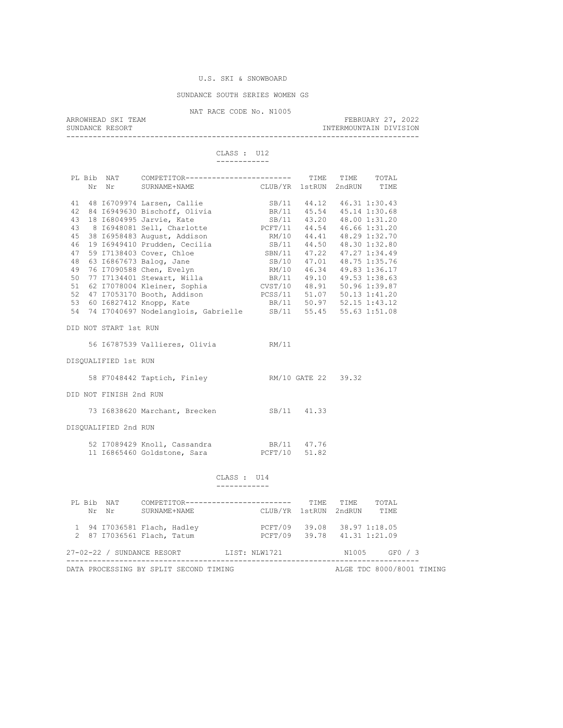U.S. SKI & SNOWBOARD

SUNDANCE SOUTH SERIES WOMEN GS

NAT RACE CODE No. N1005

ARROWHEAD SKI TEAM — FEBRUARY 27, 2022

SUNDANCE RESORT — INTERMOUNTAIN DIVISION

## CLASS : U12

| PL | Bib Nr | NAT Nr | COMPETITOR SURNAME+NAME | CLUB/YR | TIME 1stRUN | TIME 2ndRUN | TOTAL TIME |
|---|---|---|---|---|---|---|---|
| 41 | 48 | I6709974 | Larsen, Callie | SB/11 | 44.12 | 46.31 | 1:30.43 |
| 42 | 84 | I6949630 | Bischoff, Olivia | BR/11 | 45.54 | 45.14 | 1:30.68 |
| 43 | 18 | I6804995 | Jarvie, Kate | SB/11 | 43.20 | 48.00 | 1:31.20 |
| 43 | 8 | I6948081 | Sell, Charlotte | PCFT/11 | 44.54 | 46.66 | 1:31.20 |
| 45 | 38 | I6958483 | August, Addison | RM/10 | 44.41 | 48.29 | 1:32.70 |
| 46 | 19 | I6949410 | Prudden, Cecilia | SB/11 | 44.50 | 48.30 | 1:32.80 |
| 47 | 59 | I7138403 | Cover, Chloe | SBN/11 | 47.22 | 47.27 | 1:34.49 |
| 48 | 63 | I6867673 | Balog, Jane | SB/10 | 47.01 | 48.75 | 1:35.76 |
| 49 | 76 | I7090588 | Chen, Evelyn | RM/10 | 46.34 | 49.83 | 1:36.17 |
| 50 | 77 | I7134401 | Stewart, Willa | BR/11 | 49.10 | 49.53 | 1:38.63 |
| 51 | 62 | I7078004 | Kleiner, Sophia | CVST/10 | 48.91 | 50.96 | 1:39.87 |
| 52 | 47 | I7053170 | Booth, Addison | PCSS/11 | 51.07 | 50.13 | 1:41.20 |
| 53 | 60 | I6827412 | Knopp, Kate | BR/11 | 50.97 | 52.15 | 1:43.12 |
| 54 | 74 | I7040697 | Nodelanglois, Gabrielle | SB/11 | 55.45 | 55.63 | 1:51.08 |

DID NOT START 1st RUN

| Bib Nr | NAT Nr | COMPETITOR | CLUB/YR |
|---|---|---|---|
| 56 | I6787539 | Vallieres, Olivia | RM/11 |

DISQUALIFIED 1st RUN

| Bib Nr | NAT Nr | COMPETITOR | CLUB/YR | | |
|---|---|---|---|---|---|
| 58 | F7048442 | Taptich, Finley | RM/10 | GATE 22 | 39.32 |

DID NOT FINISH 2nd RUN

| Bib Nr | NAT Nr | COMPETITOR | CLUB/YR | TIME 1stRUN |
|---|---|---|---|---|
| 73 | I6838620 | Marchant, Brecken | SB/11 | 41.33 |

DISQUALIFIED 2nd RUN

| Bib Nr | NAT Nr | COMPETITOR | CLUB/YR | TIME 1stRUN |
|---|---|---|---|---|
| 52 | I7089429 | Knoll, Cassandra | BR/11 | 47.76 |
| 11 | I6865460 | Goldstone, Sara | PCFT/10 | 51.82 |

## CLASS : U14

| PL | Bib Nr | NAT Nr | COMPETITOR SURNAME+NAME | CLUB/YR | TIME 1stRUN | TIME 2ndRUN | TOTAL TIME |
|---|---|---|---|---|---|---|---|
| 1 | 94 | I7036581 | Flach, Hadley | PCFT/09 | 39.08 | 38.97 | 1:18.05 |
| 2 | 87 | I7036561 | Flach, Tatum | PCFT/09 | 39.78 | 41.31 | 1:21.09 |

27-02-22 / SUNDANCE RESORT LIST: NLW1721 N1005 GF0 / 3

DATA PROCESSING BY SPLIT SECOND TIMING — ALGE TDC 8000/8001 TIMING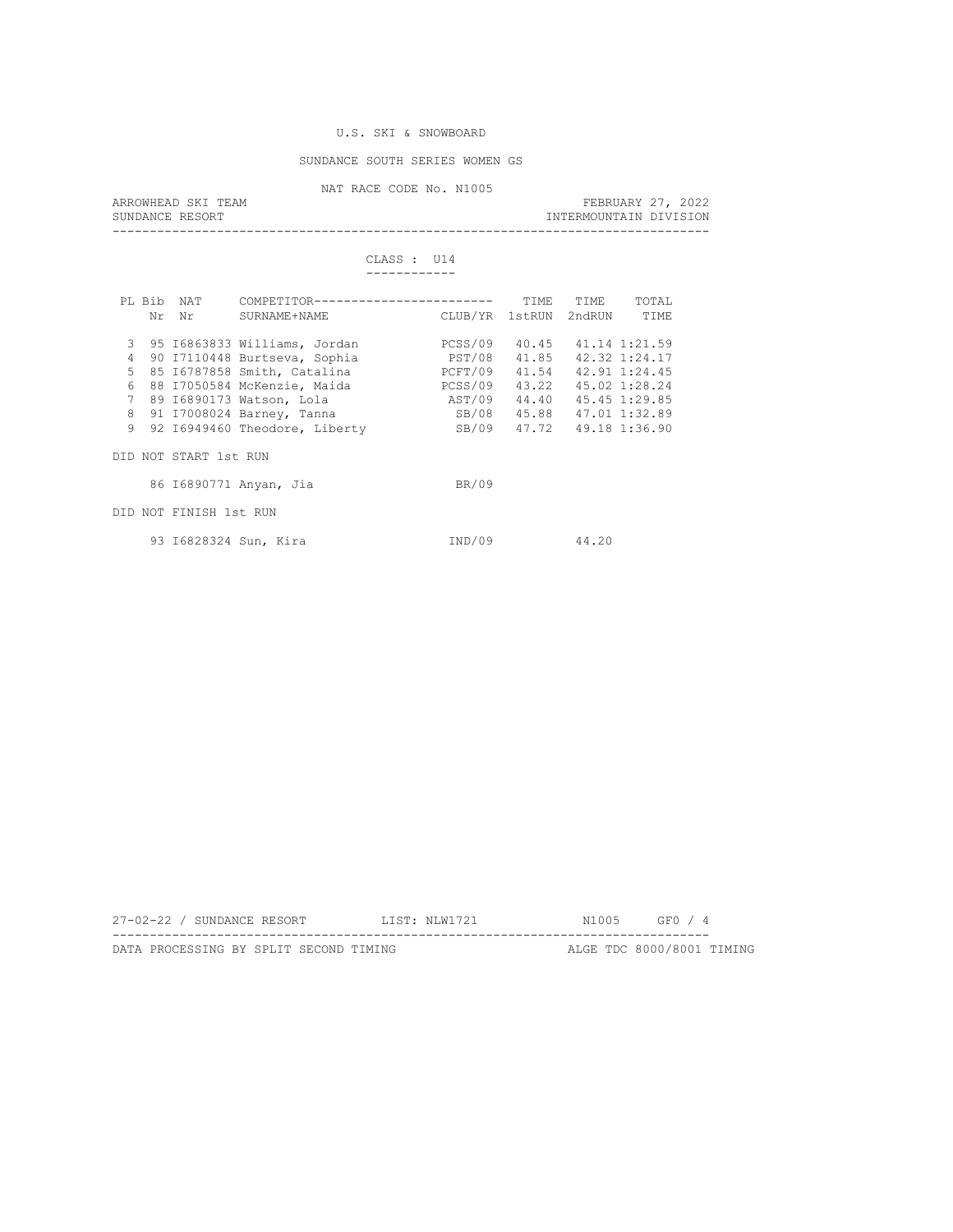U.S. SKI & SNOWBOARD

SUNDANCE SOUTH SERIES WOMEN GS

NAT RACE CODE No. N1005

ARROWHEAD SKI TEAM — FEBRUARY 27, 2022

SUNDANCE RESORT — INTERMOUNTAIN DIVISION

CLASS : U14

| PL | Bib Nr | NAT Nr | COMPETITOR SURNAME+NAME | CLUB/YR | TIME 1stRUN | TIME 2ndRUN | TOTAL TIME |
|---|---|---|---|---|---|---|---|
| 3 | 95 | I6863833 | Williams, Jordan | PCSS/09 | 40.45 | 41.14 | 1:21.59 |
| 4 | 90 | I7110448 | Burtseva, Sophia | PST/08 | 41.85 | 42.32 | 1:24.17 |
| 5 | 85 | I6787858 | Smith, Catalina | PCFT/09 | 41.54 | 42.91 | 1:24.45 |
| 6 | 88 | I7050584 | McKenzie, Maida | PCSS/09 | 43.22 | 45.02 | 1:28.24 |
| 7 | 89 | I6890173 | Watson, Lola | AST/09 | 44.40 | 45.45 | 1:29.85 |
| 8 | 91 | I7008024 | Barney, Tanna | SB/08 | 45.88 | 47.01 | 1:32.89 |
| 9 | 92 | I6949460 | Theodore, Liberty | SB/09 | 47.72 | 49.18 | 1:36.90 |

DID NOT START 1st RUN

| Bib Nr | NAT Nr | COMPETITOR | CLUB/YR |
|---|---|---|---|
| 86 | I6890771 | Anyan, Jia | BR/09 |

DID NOT FINISH 1st RUN

| Bib Nr | NAT Nr | COMPETITOR | CLUB/YR | TIME 1stRUN | TIME 2ndRUN |
|---|---|---|---|---|---|
| 93 | I6828324 | Sun, Kira | IND/09 | | 44.20 |

27-02-22 / SUNDANCE RESORT LIST: NLW1721 N1005 GF0

DATA PROCESSING BY SPLIT SECOND TIMING — ALGE TDC 8000/8001 TIMING